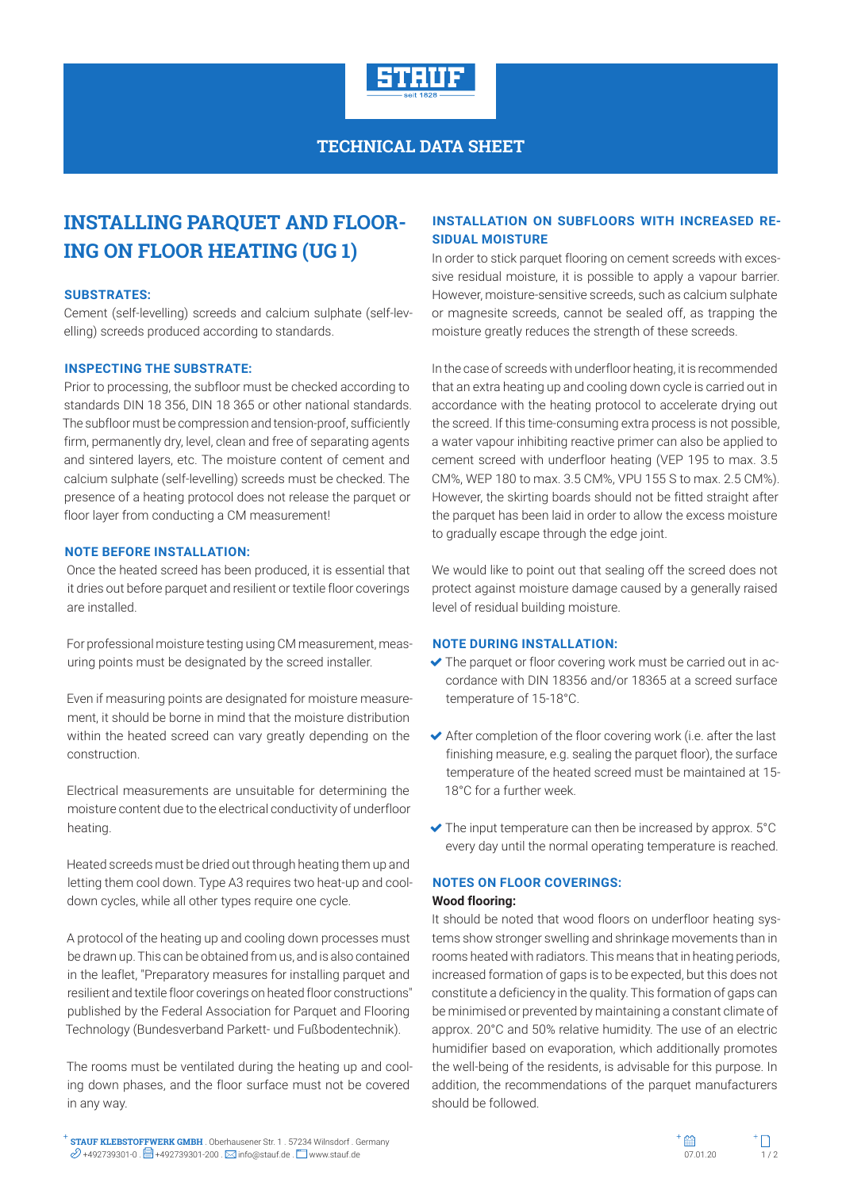TECHNICAL DATA SHEET

# INSTALLING PARQUET AND FLOORING ON FLOOR HEATING (UG 1)

### SUBSTRATES:

Cement (self-levelling) screeds and calcium sulphate (self-levelling) screeds produced according to standards.

### INSPECTING THE SUBSTRATE:

Prior to processing, the subfloor must be checked according to standards DIN 18 356, DIN 18 365 or other national standards. The subfloor must be compression and tension-proof, sufficiently firm, permanently dry, level, clean and free of separating agents and sintered layers, etc. The moisture content of cement and calcium sulphate (self-levelling) screeds must be checked. The presence of a heating protocol does not release the parquet or floor layer from conducting a CM measurement!

### NOTE BEFORE INSTALLATION:

Once the heated screed has been produced, it is essential that it dries out before parquet and resilient or textile floor coverings are installed.

For professional moisture testing using CM measurement, measuring points must be designated by the screed installer.

Even if measuring points are designated for moisture measurement, it should be borne in mind that the moisture distribution within the heated screed can vary greatly depending on the construction.

Electrical measurements are unsuitable for determining the moisture content due to the electrical conductivity of underfloor heating.

Heated screeds must be dried out through heating them up and letting them cool down. Type A3 requires two heat-up and cool-down cycles, while all other types require one cycle.

A protocol of the heating up and cooling down processes must be drawn up. This can be obtained from us, and is also contained in the leaflet, "Preparatory measures for installing parquet and resilient and textile floor coverings on heated floor constructions" published by the Federal Association for Parquet and Flooring Technology (Bundesverband Parkett- und Fußbodentechnik).

The rooms must be ventilated during the heating up and cooling down phases, and the floor surface must not be covered in any way.

### INSTALLATION ON SUBFLOORS WITH INCREASED RESIDUAL MOISTURE

In order to stick parquet flooring on cement screeds with excessive residual moisture, it is possible to apply a vapour barrier. However, moisture-sensitive screeds, such as calcium sulphate or magnesite screeds, cannot be sealed off, as trapping the moisture greatly reduces the strength of these screeds.

In the case of screeds with underfloor heating, it is recommended that an extra heating up and cooling down cycle is carried out in accordance with the heating protocol to accelerate drying out the screed. If this time-consuming extra process is not possible, a water vapour inhibiting reactive primer can also be applied to cement screed with underfloor heating (VEP 195 to max. 3.5 CM%, WEP 180 to max. 3.5 CM%, VPU 155 S to max. 2.5 CM%). However, the skirting boards should not be fitted straight after the parquet has been laid in order to allow the excess moisture to gradually escape through the edge joint.

We would like to point out that sealing off the screed does not protect against moisture damage caused by a generally raised level of residual building moisture.

### NOTE DURING INSTALLATION:

- The parquet or floor covering work must be carried out in accordance with DIN 18356 and/or 18365 at a screed surface temperature of 15-18°C.
- After completion of the floor covering work (i.e. after the last finishing measure, e.g. sealing the parquet floor), the surface temperature of the heated screed must be maintained at 15-18°C for a further week.
- The input temperature can then be increased by approx. 5°C every day until the normal operating temperature is reached.

### NOTES ON FLOOR COVERINGS:

**Wood flooring:**

It should be noted that wood floors on underfloor heating systems show stronger swelling and shrinkage movements than in rooms heated with radiators. This means that in heating periods, increased formation of gaps is to be expected, but this does not constitute a deficiency in the quality. This formation of gaps can be minimised or prevented by maintaining a constant climate of approx. 20°C and 50% relative humidity. The use of an electric humidifier based on evaporation, which additionally promotes the well-being of the residents, is advisable for this purpose. In addition, the recommendations of the parquet manufacturers should be followed.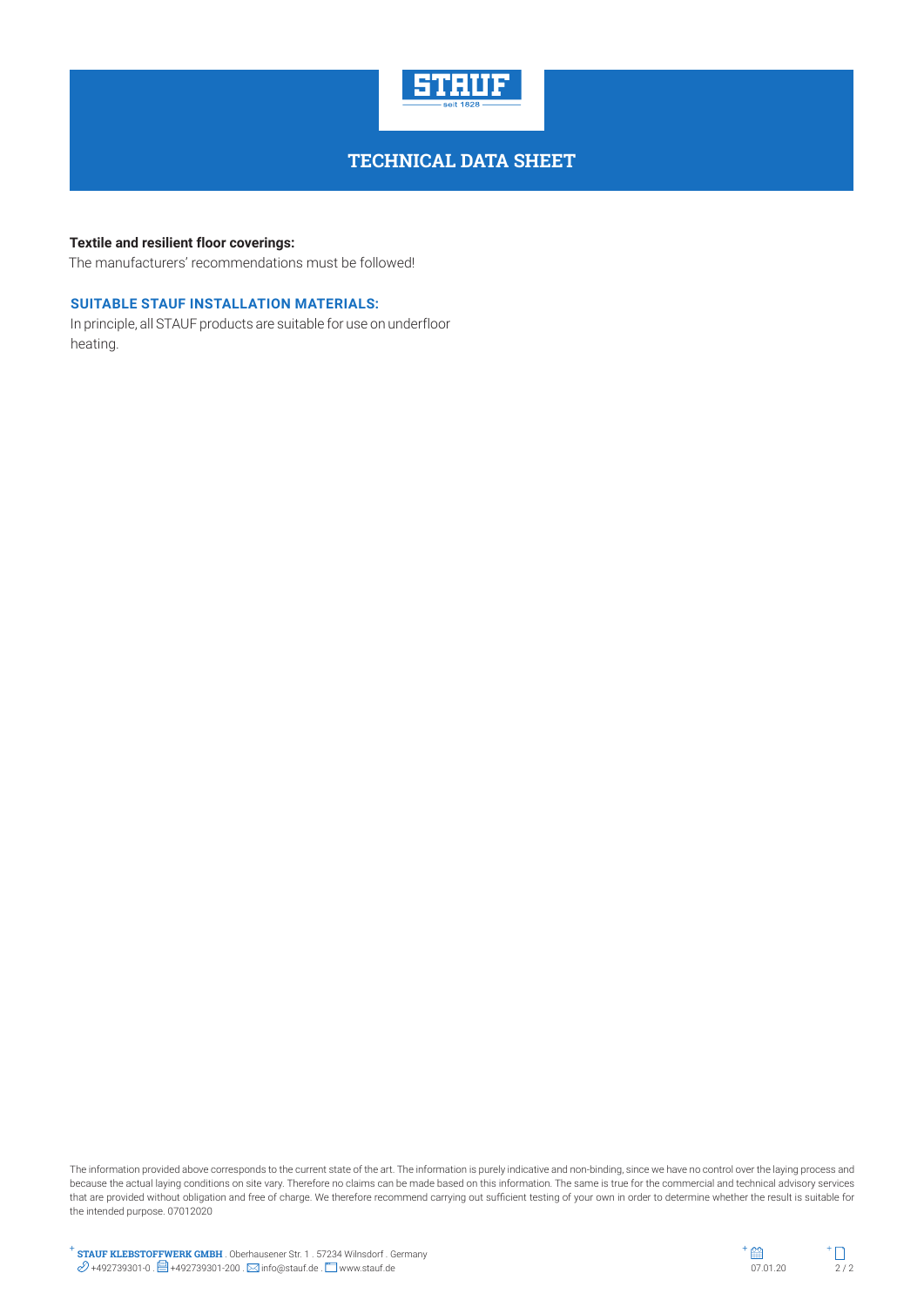**Textile and resilient floor coverings:**
The manufacturers' recommendations must be followed!

## SUITABLE STAUF INSTALLATION MATERIALS:

In principle, all STAUF products are suitable for use on underfloor heating.

The information provided above corresponds to the current state of the art. The information is purely indicative and non-binding, since we have no control over the laying process and because the actual laying conditions on site vary. Therefore no claims can be made based on this information. The same is true for the commercial and technical advisory services that are provided without obligation and free of charge. We therefore recommend carrying out sufficient testing of your own in order to determine whether the result is suitable for the intended purpose. 07012020